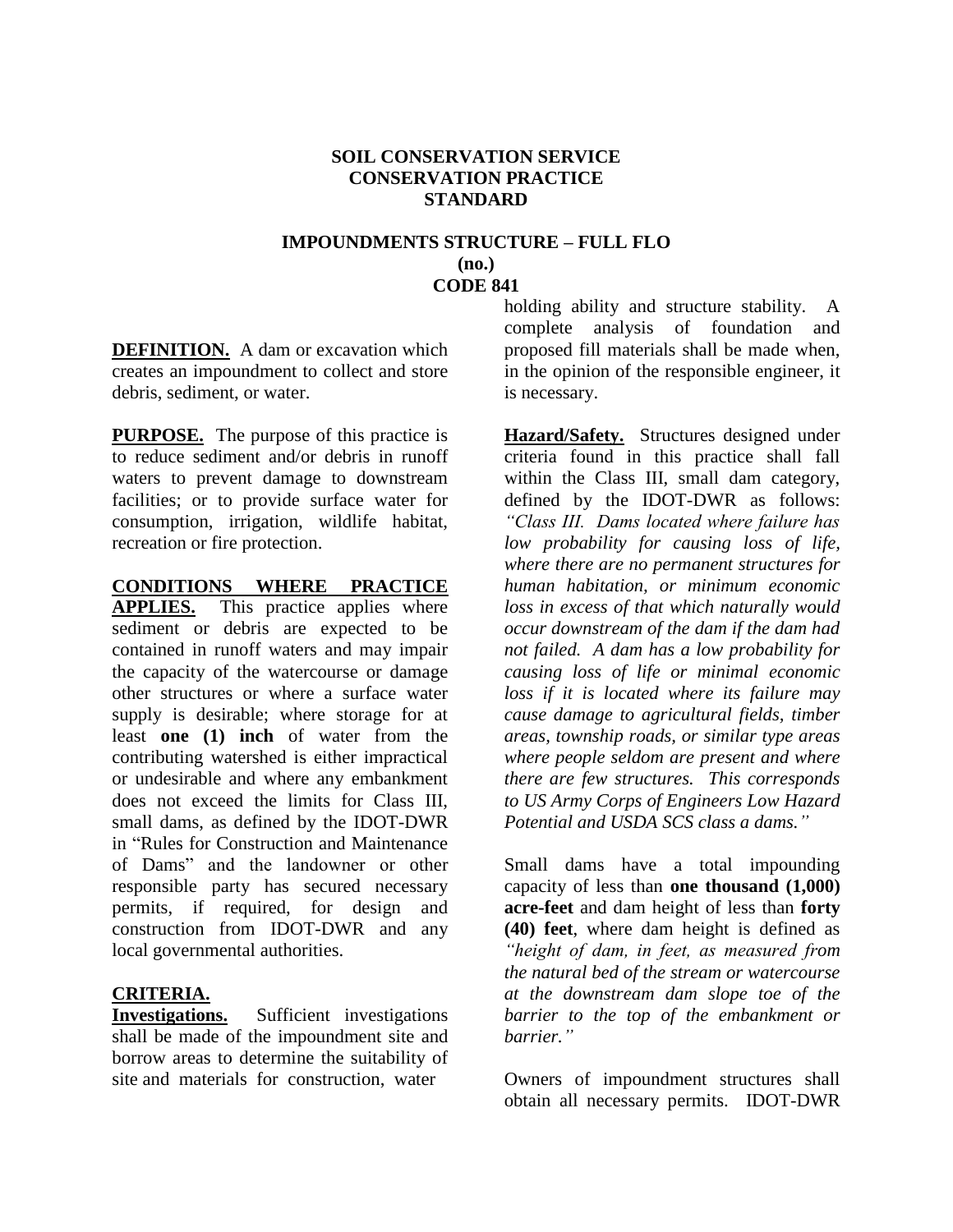# SOIL CONSERVATION SERVICE
# CONSERVATION PRACTICE
# STANDARD

## IMPOUNDMENTS STRUCTURE – FULL FLO
## (no.)
## CODE 841

**DEFINITION.** A dam or excavation which creates an impoundment to collect and store debris, sediment, or water.

**PURPOSE.** The purpose of this practice is to reduce sediment and/or debris in runoff waters to prevent damage to downstream facilities; or to provide surface water for consumption, irrigation, wildlife habitat, recreation or fire protection.

**CONDITIONS WHERE PRACTICE APPLIES.** This practice applies where sediment or debris are expected to be contained in runoff waters and may impair the capacity of the watercourse or damage other structures or where a surface water supply is desirable; where storage for at least **one (1) inch** of water from the contributing watershed is either impractical or undesirable and where any embankment does not exceed the limits for Class III, small dams, as defined by the IDOT-DWR in "Rules for Construction and Maintenance of Dams" and the landowner or other responsible party has secured necessary permits, if required, for design and construction from IDOT-DWR and any local governmental authorities.

**CRITERIA.**

**Investigations.** Sufficient investigations shall be made of the impoundment site and borrow areas to determine the suitability of site and materials for construction, water holding ability and structure stability. A complete analysis of foundation and proposed fill materials shall be made when, in the opinion of the responsible engineer, it is necessary.

**Hazard/Safety.** Structures designed under criteria found in this practice shall fall within the Class III, small dam category, defined by the IDOT-DWR as follows: *"Class III. Dams located where failure has low probability for causing loss of life, where there are no permanent structures for human habitation, or minimum economic loss in excess of that which naturally would occur downstream of the dam if the dam had not failed. A dam has a low probability for causing loss of life or minimal economic loss if it is located where its failure may cause damage to agricultural fields, timber areas, township roads, or similar type areas where people seldom are present and where there are few structures. This corresponds to US Army Corps of Engineers Low Hazard Potential and USDA SCS class a dams."*

Small dams have a total impounding capacity of less than **one thousand (1,000) acre-feet** and dam height of less than **forty (40) feet**, where dam height is defined as *"height of dam, in feet, as measured from the natural bed of the stream or watercourse at the downstream dam slope toe of the barrier to the top of the embankment or barrier."*

Owners of impoundment structures shall obtain all necessary permits. IDOT-DWR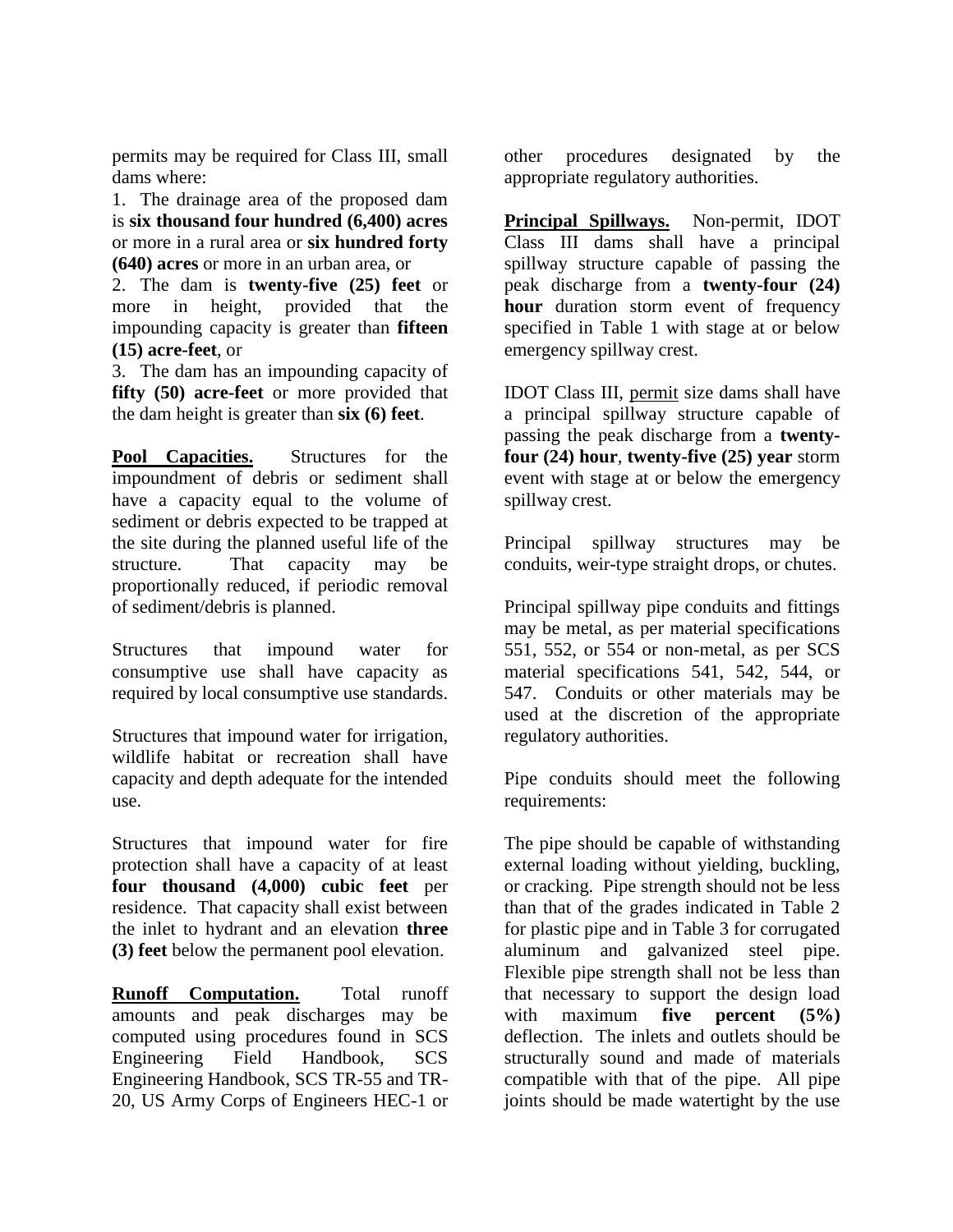permits may be required for Class III, small dams where:

1. The drainage area of the proposed dam is **six thousand four hundred (6,400) acres** or more in a rural area or **six hundred forty (640) acres** or more in an urban area, or
2. The dam is **twenty-five (25) feet** or more in height, provided that the impounding capacity is greater than **fifteen (15) acre-feet**, or
3. The dam has an impounding capacity of **fifty (50) acre-feet** or more provided that the dam height is greater than **six (6) feet**.

**Pool Capacities.** Structures for the impoundment of debris or sediment shall have a capacity equal to the volume of sediment or debris expected to be trapped at the site during the planned useful life of the structure. That capacity may be proportionally reduced, if periodic removal of sediment/debris is planned.

Structures that impound water for consumptive use shall have capacity as required by local consumptive use standards.

Structures that impound water for irrigation, wildlife habitat or recreation shall have capacity and depth adequate for the intended use.

Structures that impound water for fire protection shall have a capacity of at least **four thousand (4,000) cubic feet** per residence. That capacity shall exist between the inlet to hydrant and an elevation **three (3) feet** below the permanent pool elevation.

**Runoff Computation.** Total runoff amounts and peak discharges may be computed using procedures found in SCS Engineering Field Handbook, SCS Engineering Handbook, SCS TR-55 and TR-20, US Army Corps of Engineers HEC-1 or other procedures designated by the appropriate regulatory authorities.

**Principal Spillways.** Non-permit, IDOT Class III dams shall have a principal spillway structure capable of passing the peak discharge from a **twenty-four (24) hour** duration storm event of frequency specified in Table 1 with stage at or below emergency spillway crest.

IDOT Class III, permit size dams shall have a principal spillway structure capable of passing the peak discharge from a **twenty-four (24) hour**, **twenty-five (25) year** storm event with stage at or below the emergency spillway crest.

Principal spillway structures may be conduits, weir-type straight drops, or chutes.

Principal spillway pipe conduits and fittings may be metal, as per material specifications 551, 552, or 554 or non-metal, as per SCS material specifications 541, 542, 544, or 547. Conduits or other materials may be used at the discretion of the appropriate regulatory authorities.

Pipe conduits should meet the following requirements:

The pipe should be capable of withstanding external loading without yielding, buckling, or cracking. Pipe strength should not be less than that of the grades indicated in Table 2 for plastic pipe and in Table 3 for corrugated aluminum and galvanized steel pipe. Flexible pipe strength shall not be less than that necessary to support the design load with maximum **five percent (5%)** deflection. The inlets and outlets should be structurally sound and made of materials compatible with that of the pipe. All pipe joints should be made watertight by the use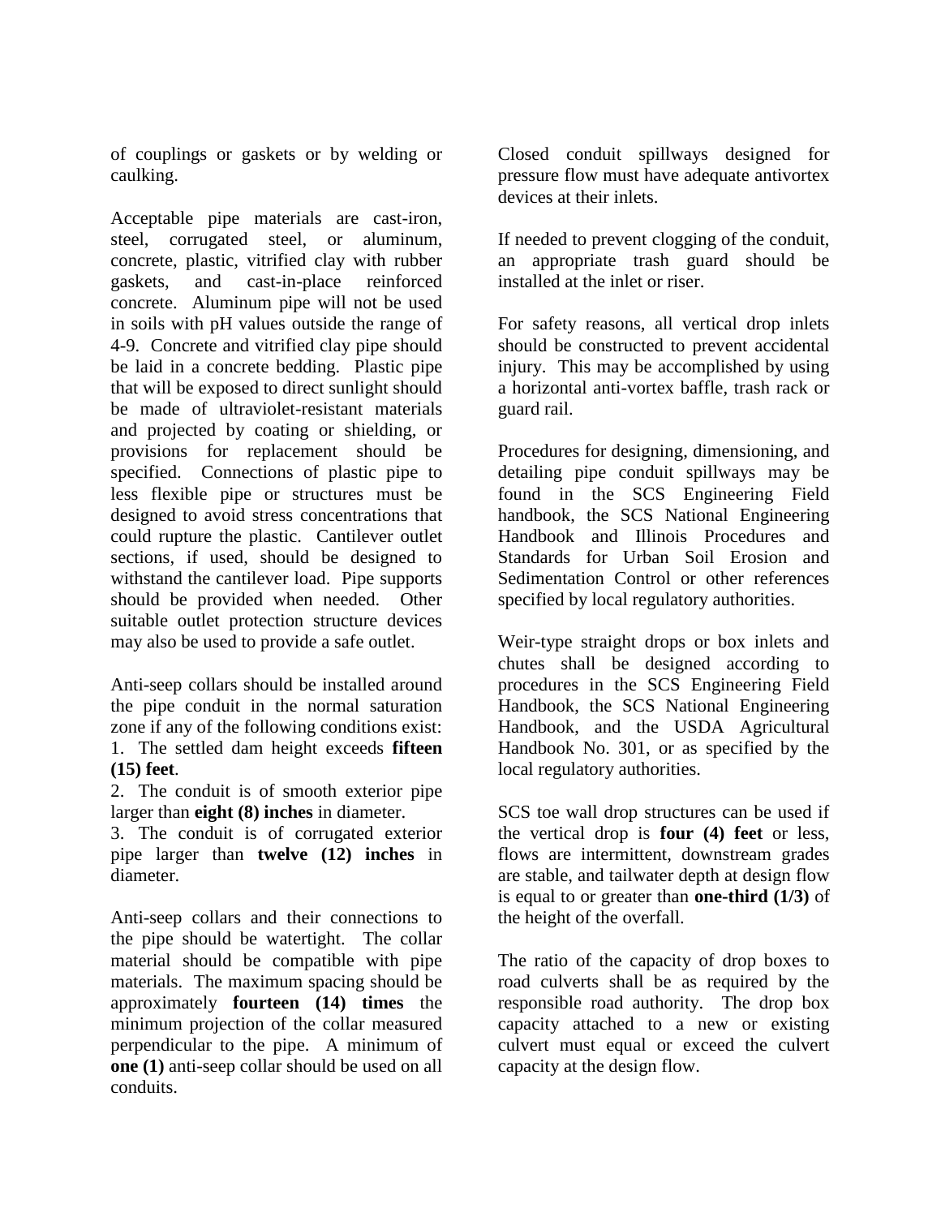of couplings or gaskets or by welding or caulking.

Acceptable pipe materials are cast-iron, steel, corrugated steel, or aluminum, concrete, plastic, vitrified clay with rubber gaskets, and cast-in-place reinforced concrete. Aluminum pipe will not be used in soils with pH values outside the range of 4-9. Concrete and vitrified clay pipe should be laid in a concrete bedding. Plastic pipe that will be exposed to direct sunlight should be made of ultraviolet-resistant materials and projected by coating or shielding, or provisions for replacement should be specified. Connections of plastic pipe to less flexible pipe or structures must be designed to avoid stress concentrations that could rupture the plastic. Cantilever outlet sections, if used, should be designed to withstand the cantilever load. Pipe supports should be provided when needed. Other suitable outlet protection structure devices may also be used to provide a safe outlet.

Anti-seep collars should be installed around the pipe conduit in the normal saturation zone if any of the following conditions exist:
1. The settled dam height exceeds **fifteen (15) feet**.
2. The conduit is of smooth exterior pipe larger than **eight (8) inches** in diameter.
3. The conduit is of corrugated exterior pipe larger than **twelve (12) inches** in diameter.

Anti-seep collars and their connections to the pipe should be watertight. The collar material should be compatible with pipe materials. The maximum spacing should be approximately **fourteen (14) times** the minimum projection of the collar measured perpendicular to the pipe. A minimum of **one (1)** anti-seep collar should be used on all conduits.

Closed conduit spillways designed for pressure flow must have adequate antivortex devices at their inlets.

If needed to prevent clogging of the conduit, an appropriate trash guard should be installed at the inlet or riser.

For safety reasons, all vertical drop inlets should be constructed to prevent accidental injury. This may be accomplished by using a horizontal anti-vortex baffle, trash rack or guard rail.

Procedures for designing, dimensioning, and detailing pipe conduit spillways may be found in the SCS Engineering Field handbook, the SCS National Engineering Handbook and Illinois Procedures and Standards for Urban Soil Erosion and Sedimentation Control or other references specified by local regulatory authorities.

Weir-type straight drops or box inlets and chutes shall be designed according to procedures in the SCS Engineering Field Handbook, the SCS National Engineering Handbook, and the USDA Agricultural Handbook No. 301, or as specified by the local regulatory authorities.

SCS toe wall drop structures can be used if the vertical drop is **four (4) feet** or less, flows are intermittent, downstream grades are stable, and tailwater depth at design flow is equal to or greater than **one-third (1/3)** of the height of the overfall.

The ratio of the capacity of drop boxes to road culverts shall be as required by the responsible road authority. The drop box capacity attached to a new or existing culvert must equal or exceed the culvert capacity at the design flow.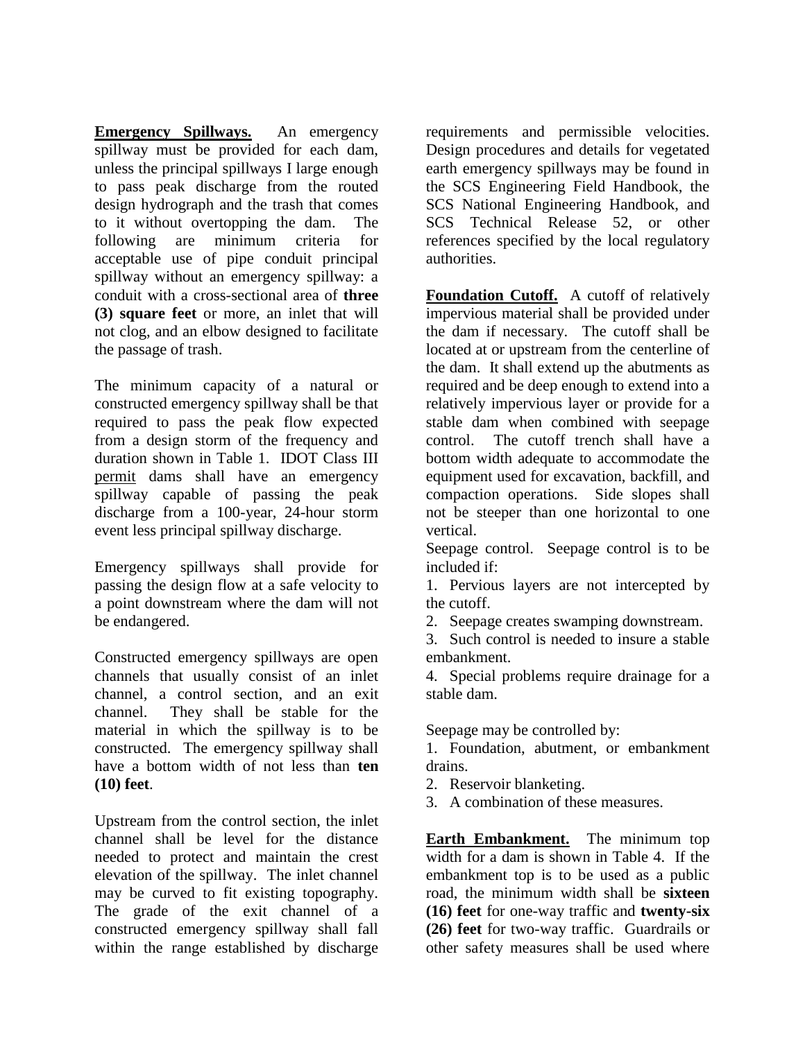**Emergency Spillways.** An emergency spillway must be provided for each dam, unless the principal spillways I large enough to pass peak discharge from the routed design hydrograph and the trash that comes to it without overtopping the dam. The following are minimum criteria for acceptable use of pipe conduit principal spillway without an emergency spillway: a conduit with a cross-sectional area of **three (3) square feet** or more, an inlet that will not clog, and an elbow designed to facilitate the passage of trash.

The minimum capacity of a natural or constructed emergency spillway shall be that required to pass the peak flow expected from a design storm of the frequency and duration shown in Table 1. IDOT Class III permit dams shall have an emergency spillway capable of passing the peak discharge from a 100-year, 24-hour storm event less principal spillway discharge.

Emergency spillways shall provide for passing the design flow at a safe velocity to a point downstream where the dam will not be endangered.

Constructed emergency spillways are open channels that usually consist of an inlet channel, a control section, and an exit channel. They shall be stable for the material in which the spillway is to be constructed. The emergency spillway shall have a bottom width of not less than **ten (10) feet**.

Upstream from the control section, the inlet channel shall be level for the distance needed to protect and maintain the crest elevation of the spillway. The inlet channel may be curved to fit existing topography. The grade of the exit channel of a constructed emergency spillway shall fall within the range established by discharge requirements and permissible velocities. Design procedures and details for vegetated earth emergency spillways may be found in the SCS Engineering Field Handbook, the SCS National Engineering Handbook, and SCS Technical Release 52, or other references specified by the local regulatory authorities.

**Foundation Cutoff.** A cutoff of relatively impervious material shall be provided under the dam if necessary. The cutoff shall be located at or upstream from the centerline of the dam. It shall extend up the abutments as required and be deep enough to extend into a relatively impervious layer or provide for a stable dam when combined with seepage control. The cutoff trench shall have a bottom width adequate to accommodate the equipment used for excavation, backfill, and compaction operations. Side slopes shall not be steeper than one horizontal to one vertical.

Seepage control. Seepage control is to be included if:

1. Pervious layers are not intercepted by the cutoff.
2. Seepage creates swamping downstream.
3. Such control is needed to insure a stable embankment.
4. Special problems require drainage for a stable dam.

Seepage may be controlled by:

1. Foundation, abutment, or embankment drains.
2. Reservoir blanketing.
3. A combination of these measures.

**Earth Embankment.** The minimum top width for a dam is shown in Table 4. If the embankment top is to be used as a public road, the minimum width shall be **sixteen (16) feet** for one-way traffic and **twenty-six (26) feet** for two-way traffic. Guardrails or other safety measures shall be used where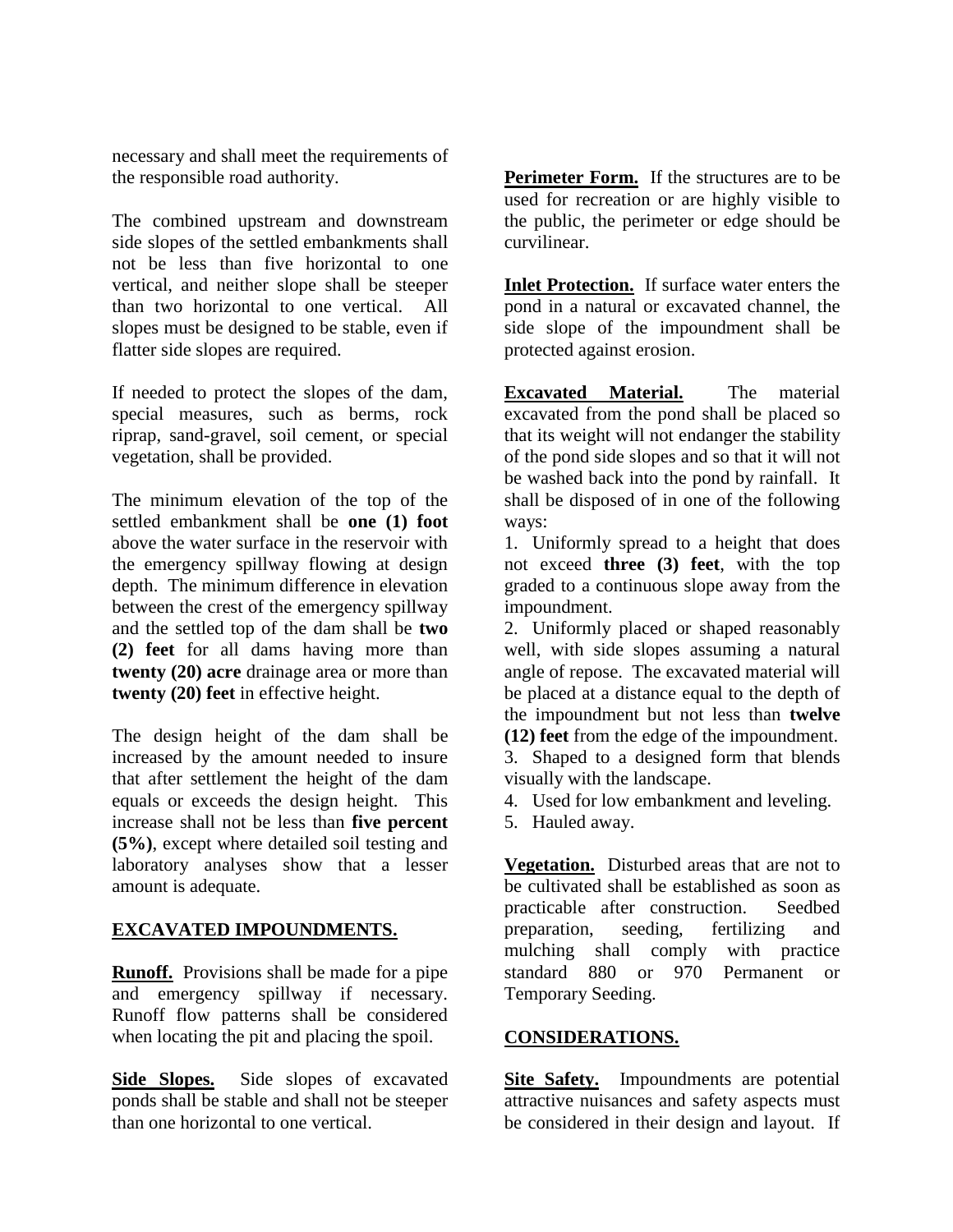necessary and shall meet the requirements of the responsible road authority.

The combined upstream and downstream side slopes of the settled embankments shall not be less than five horizontal to one vertical, and neither slope shall be steeper than two horizontal to one vertical. All slopes must be designed to be stable, even if flatter side slopes are required.

If needed to protect the slopes of the dam, special measures, such as berms, rock riprap, sand-gravel, soil cement, or special vegetation, shall be provided.

The minimum elevation of the top of the settled embankment shall be **one (1) foot** above the water surface in the reservoir with the emergency spillway flowing at design depth. The minimum difference in elevation between the crest of the emergency spillway and the settled top of the dam shall be **two (2) feet** for all dams having more than **twenty (20) acre** drainage area or more than **twenty (20) feet** in effective height.

The design height of the dam shall be increased by the amount needed to insure that after settlement the height of the dam equals or exceeds the design height. This increase shall not be less than **five percent (5%)**, except where detailed soil testing and laboratory analyses show that a lesser amount is adequate.

## EXCAVATED IMPOUNDMENTS.

**Runoff.** Provisions shall be made for a pipe and emergency spillway if necessary. Runoff flow patterns shall be considered when locating the pit and placing the spoil.

**Side Slopes.** Side slopes of excavated ponds shall be stable and shall not be steeper than one horizontal to one vertical.

**Perimeter Form.** If the structures are to be used for recreation or are highly visible to the public, the perimeter or edge should be curvilinear.

**Inlet Protection.** If surface water enters the pond in a natural or excavated channel, the side slope of the impoundment shall be protected against erosion.

**Excavated Material.** The material excavated from the pond shall be placed so that its weight will not endanger the stability of the pond side slopes and so that it will not be washed back into the pond by rainfall. It shall be disposed of in one of the following ways:

1. Uniformly spread to a height that does not exceed **three (3) feet**, with the top graded to a continuous slope away from the impoundment.
2. Uniformly placed or shaped reasonably well, with side slopes assuming a natural angle of repose. The excavated material will be placed at a distance equal to the depth of the impoundment but not less than **twelve (12) feet** from the edge of the impoundment.
3. Shaped to a designed form that blends visually with the landscape.
4. Used for low embankment and leveling.
5. Hauled away.

**Vegetation.** Disturbed areas that are not to be cultivated shall be established as soon as practicable after construction. Seedbed preparation, seeding, fertilizing and mulching shall comply with practice standard 880 or 970 Permanent or Temporary Seeding.

## CONSIDERATIONS.

**Site Safety.** Impoundments are potential attractive nuisances and safety aspects must be considered in their design and layout. If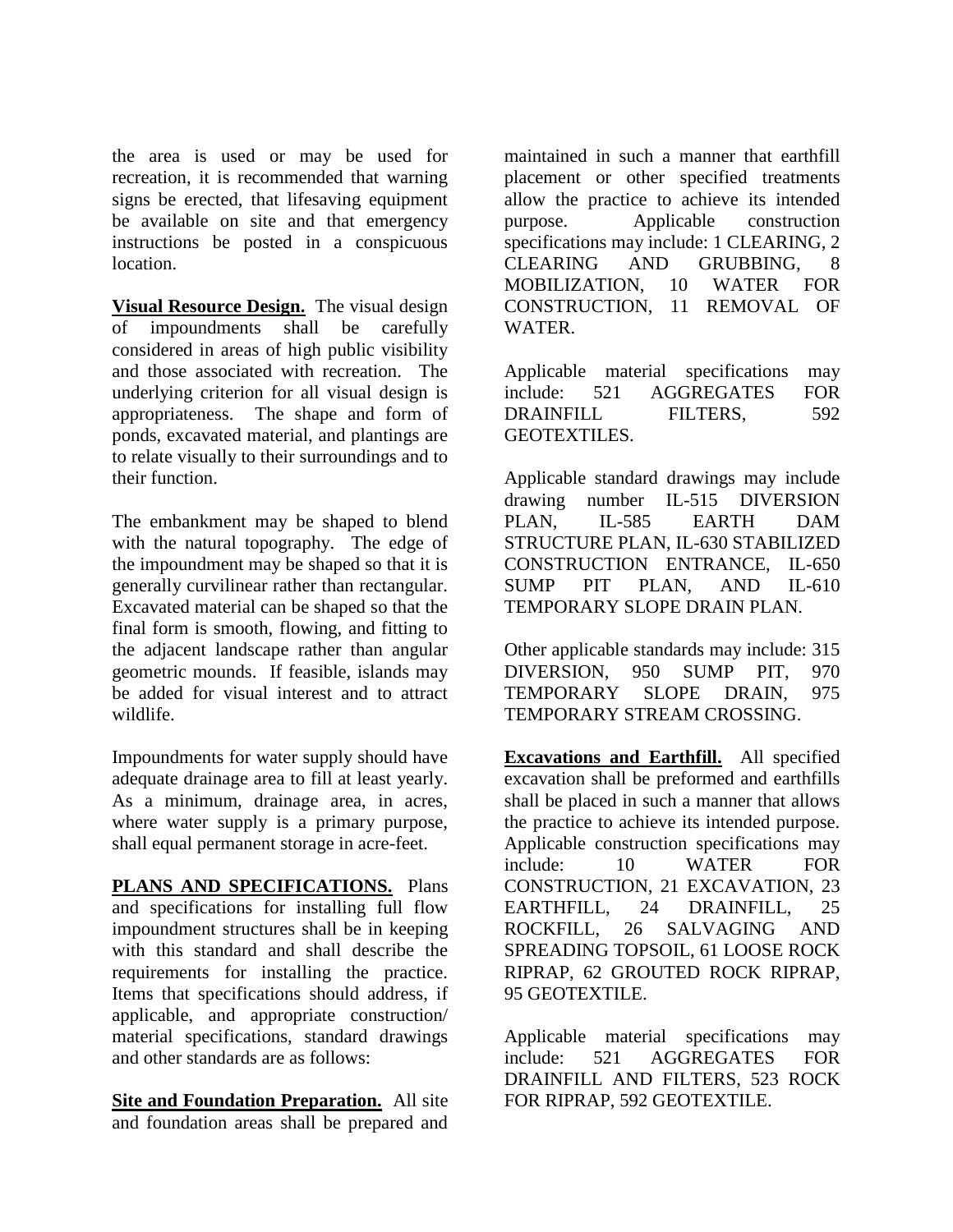the area is used or may be used for recreation, it is recommended that warning signs be erected, that lifesaving equipment be available on site and that emergency instructions be posted in a conspicuous location.

**Visual Resource Design.** The visual design of impoundments shall be carefully considered in areas of high public visibility and those associated with recreation. The underlying criterion for all visual design is appropriateness. The shape and form of ponds, excavated material, and plantings are to relate visually to their surroundings and to their function.

The embankment may be shaped to blend with the natural topography. The edge of the impoundment may be shaped so that it is generally curvilinear rather than rectangular. Excavated material can be shaped so that the final form is smooth, flowing, and fitting to the adjacent landscape rather than angular geometric mounds. If feasible, islands may be added for visual interest and to attract wildlife.

Impoundments for water supply should have adequate drainage area to fill at least yearly. As a minimum, drainage area, in acres, where water supply is a primary purpose, shall equal permanent storage in acre-feet.

**PLANS AND SPECIFICATIONS.** Plans and specifications for installing full flow impoundment structures shall be in keeping with this standard and shall describe the requirements for installing the practice. Items that specifications should address, if applicable, and appropriate construction/ material specifications, standard drawings and other standards are as follows:

**Site and Foundation Preparation.** All site and foundation areas shall be prepared and maintained in such a manner that earthfill placement or other specified treatments allow the practice to achieve its intended purpose. Applicable construction specifications may include: 1 CLEARING, 2 CLEARING AND GRUBBING, 8 MOBILIZATION, 10 WATER FOR CONSTRUCTION, 11 REMOVAL OF WATER.

Applicable material specifications may include: 521 AGGREGATES FOR DRAINFILL FILTERS, 592 GEOTEXTILES.

Applicable standard drawings may include drawing number IL-515 DIVERSION PLAN, IL-585 EARTH DAM STRUCTURE PLAN, IL-630 STABILIZED CONSTRUCTION ENTRANCE, IL-650 SUMP PIT PLAN, AND IL-610 TEMPORARY SLOPE DRAIN PLAN.

Other applicable standards may include: 315 DIVERSION, 950 SUMP PIT, 970 TEMPORARY SLOPE DRAIN, 975 TEMPORARY STREAM CROSSING.

**Excavations and Earthfill.** All specified excavation shall be preformed and earthfills shall be placed in such a manner that allows the practice to achieve its intended purpose. Applicable construction specifications may include: 10 WATER FOR CONSTRUCTION, 21 EXCAVATION, 23 EARTHFILL, 24 DRAINFILL, 25 ROCKFILL, 26 SALVAGING AND SPREADING TOPSOIL, 61 LOOSE ROCK RIPRAP, 62 GROUTED ROCK RIPRAP, 95 GEOTEXTILE.

Applicable material specifications may include: 521 AGGREGATES FOR DRAINFILL AND FILTERS, 523 ROCK FOR RIPRAP, 592 GEOTEXTILE.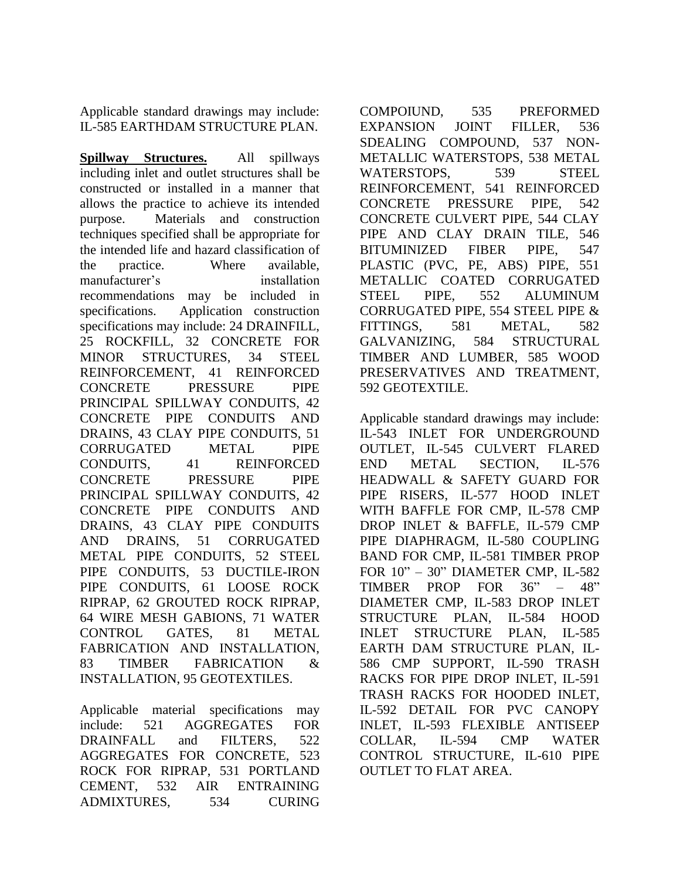Applicable standard drawings may include: IL-585 EARTHDAM STRUCTURE PLAN.

**Spillway Structures.** All spillways including inlet and outlet structures shall be constructed or installed in a manner that allows the practice to achieve its intended purpose. Materials and construction techniques specified shall be appropriate for the intended life and hazard classification of the practice. Where available, manufacturer's installation recommendations may be included in specifications. Application construction specifications may include: 24 DRAINFILL, 25 ROCKFILL, 32 CONCRETE FOR MINOR STRUCTURES, 34 STEEL REINFORCEMENT, 41 REINFORCED CONCRETE PRESSURE PIPE PRINCIPAL SPILLWAY CONDUITS, 42 CONCRETE PIPE CONDUITS AND DRAINS, 43 CLAY PIPE CONDUITS, 51 CORRUGATED METAL PIPE CONDUITS, 41 REINFORCED CONCRETE PRESSURE PIPE PRINCIPAL SPILLWAY CONDUITS, 42 CONCRETE PIPE CONDUITS AND DRAINS, 43 CLAY PIPE CONDUITS AND DRAINS, 51 CORRUGATED METAL PIPE CONDUITS, 52 STEEL PIPE CONDUITS, 53 DUCTILE-IRON PIPE CONDUITS, 61 LOOSE ROCK RIPRAP, 62 GROUTED ROCK RIPRAP, 64 WIRE MESH GABIONS, 71 WATER CONTROL GATES, 81 METAL FABRICATION AND INSTALLATION, 83 TIMBER FABRICATION & INSTALLATION, 95 GEOTEXTILES.

Applicable material specifications may include: 521 AGGREGATES FOR DRAINFALL and FILTERS, 522 AGGREGATES FOR CONCRETE, 523 ROCK FOR RIPRAP, 531 PORTLAND CEMENT, 532 AIR ENTRAINING ADMIXTURES, 534 CURING COMPOIUND, 535 PREFORMED EXPANSION JOINT FILLER, 536 SDEALING COMPOUND, 537 NON-METALLIC WATERSTOPS, 538 METAL WATERSTOPS, 539 STEEL REINFORCEMENT, 541 REINFORCED CONCRETE PRESSURE PIPE, 542 CONCRETE CULVERT PIPE, 544 CLAY PIPE AND CLAY DRAIN TILE, 546 BITUMINIZED FIBER PIPE, 547 PLASTIC (PVC, PE, ABS) PIPE, 551 METALLIC COATED CORRUGATED STEEL PIPE, 552 ALUMINUM CORRUGATED PIPE, 554 STEEL PIPE & FITTINGS, 581 METAL, 582 GALVANIZING, 584 STRUCTURAL TIMBER AND LUMBER, 585 WOOD PRESERVATIVES AND TREATMENT, 592 GEOTEXTILE.

Applicable standard drawings may include: IL-543 INLET FOR UNDERGROUND OUTLET, IL-545 CULVERT FLARED END METAL SECTION, IL-576 HEADWALL & SAFETY GUARD FOR PIPE RISERS, IL-577 HOOD INLET WITH BAFFLE FOR CMP, IL-578 CMP DROP INLET & BAFFLE, IL-579 CMP PIPE DIAPHRAGM, IL-580 COUPLING BAND FOR CMP, IL-581 TIMBER PROP FOR 10" – 30" DIAMETER CMP, IL-582 TIMBER PROP FOR 36" – 48" DIAMETER CMP, IL-583 DROP INLET STRUCTURE PLAN, IL-584 HOOD INLET STRUCTURE PLAN, IL-585 EARTH DAM STRUCTURE PLAN, IL-586 CMP SUPPORT, IL-590 TRASH RACKS FOR PIPE DROP INLET, IL-591 TRASH RACKS FOR HOODED INLET, IL-592 DETAIL FOR PVC CANOPY INLET, IL-593 FLEXIBLE ANTISEEP COLLAR, IL-594 CMP WATER CONTROL STRUCTURE, IL-610 PIPE OUTLET TO FLAT AREA.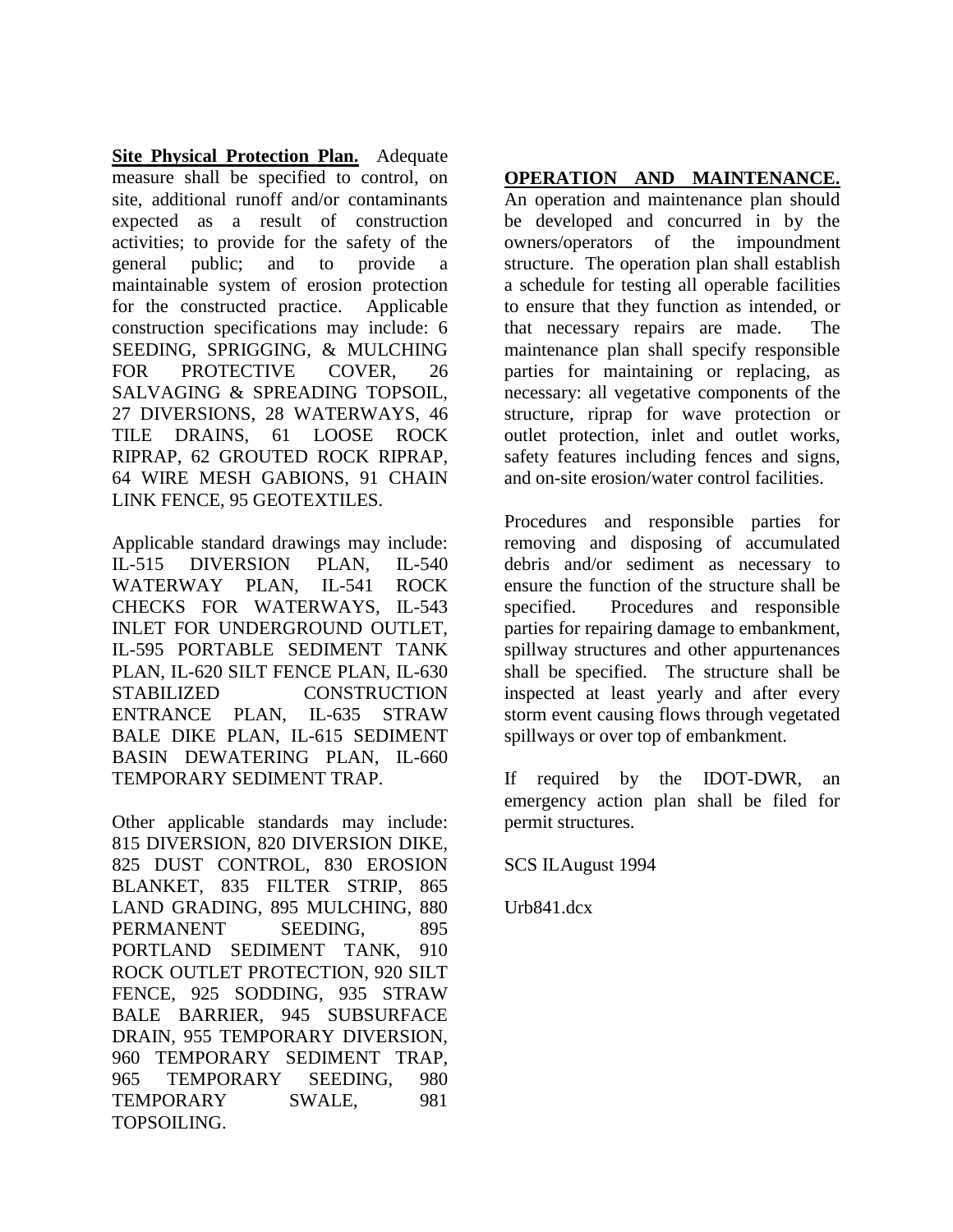**Site Physical Protection Plan.** Adequate measure shall be specified to control, on site, additional runoff and/or contaminants expected as a result of construction activities; to provide for the safety of the general public; and to provide a maintainable system of erosion protection for the constructed practice. Applicable construction specifications may include: 6 SEEDING, SPRIGGING, & MULCHING FOR PROTECTIVE COVER, 26 SALVAGING & SPREADING TOPSOIL, 27 DIVERSIONS, 28 WATERWAYS, 46 TILE DRAINS, 61 LOOSE ROCK RIPRAP, 62 GROUTED ROCK RIPRAP, 64 WIRE MESH GABIONS, 91 CHAIN LINK FENCE, 95 GEOTEXTILES.

Applicable standard drawings may include: IL-515 DIVERSION PLAN, IL-540 WATERWAY PLAN, IL-541 ROCK CHECKS FOR WATERWAYS, IL-543 INLET FOR UNDERGROUND OUTLET, IL-595 PORTABLE SEDIMENT TANK PLAN, IL-620 SILT FENCE PLAN, IL-630 STABILIZED CONSTRUCTION ENTRANCE PLAN, IL-635 STRAW BALE DIKE PLAN, IL-615 SEDIMENT BASIN DEWATERING PLAN, IL-660 TEMPORARY SEDIMENT TRAP.

Other applicable standards may include: 815 DIVERSION, 820 DIVERSION DIKE, 825 DUST CONTROL, 830 EROSION BLANKET, 835 FILTER STRIP, 865 LAND GRADING, 895 MULCHING, 880 PERMANENT SEEDING, 895 PORTLAND SEDIMENT TANK, 910 ROCK OUTLET PROTECTION, 920 SILT FENCE, 925 SODDING, 935 STRAW BALE BARRIER, 945 SUBSURFACE DRAIN, 955 TEMPORARY DIVERSION, 960 TEMPORARY SEDIMENT TRAP, 965 TEMPORARY SEEDING, 980 TEMPORARY SWALE, 981 TOPSOILING.

## OPERATION AND MAINTENANCE.

An operation and maintenance plan should be developed and concurred in by the owners/operators of the impoundment structure. The operation plan shall establish a schedule for testing all operable facilities to ensure that they function as intended, or that necessary repairs are made. The maintenance plan shall specify responsible parties for maintaining or replacing, as necessary: all vegetative components of the structure, riprap for wave protection or outlet protection, inlet and outlet works, safety features including fences and signs, and on-site erosion/water control facilities.

Procedures and responsible parties for removing and disposing of accumulated debris and/or sediment as necessary to ensure the function of the structure shall be specified. Procedures and responsible parties for repairing damage to embankment, spillway structures and other appurtenances shall be specified. The structure shall be inspected at least yearly and after every storm event causing flows through vegetated spillways or over top of embankment.

If required by the IDOT-DWR, an emergency action plan shall be filed for permit structures.

SCS IL August 1994

Urb841.dcx